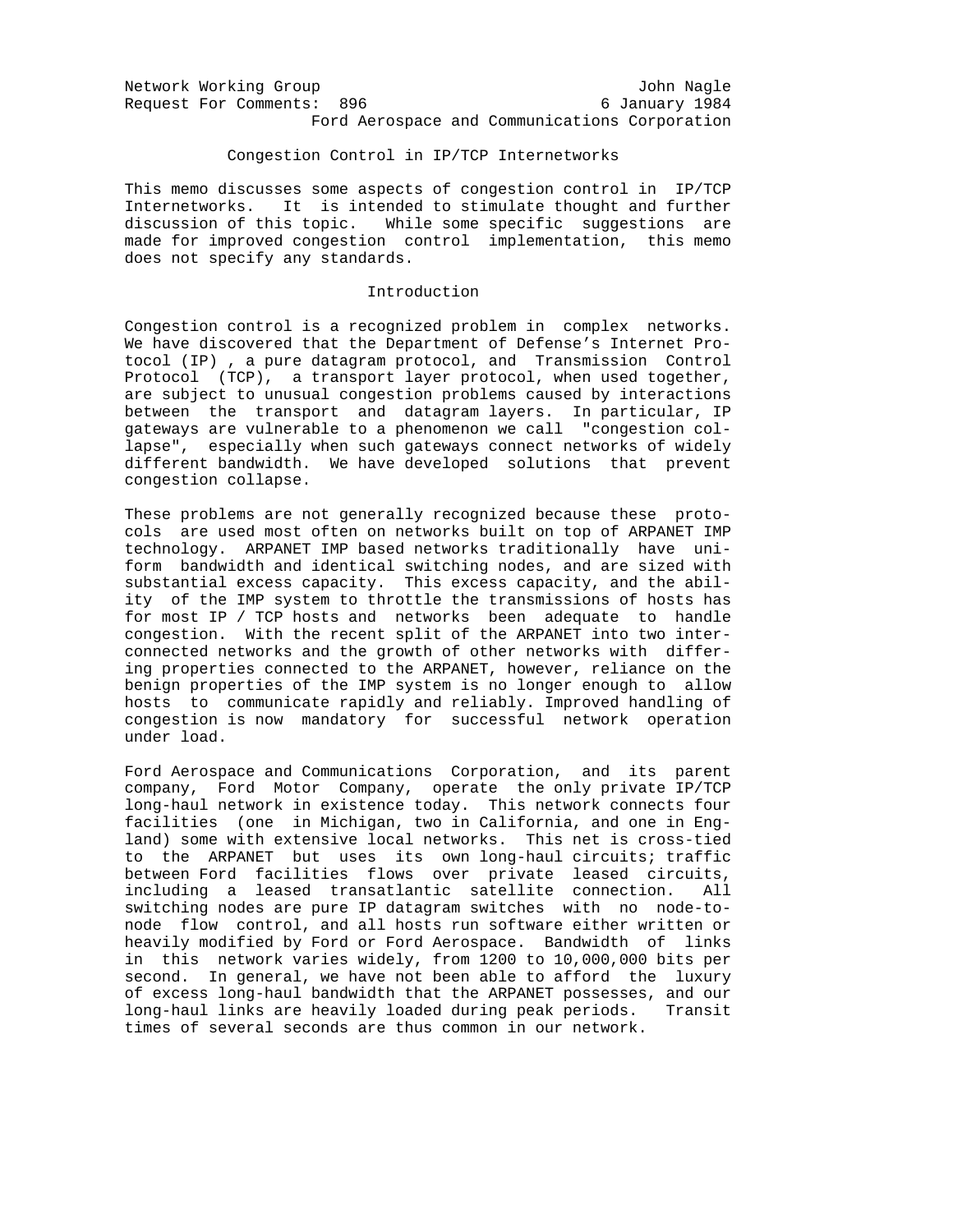Network Working Group John Nagle
Request For Comments: 896 6 January 1984
Ford Aerospace and Communications Corporation

# Congestion Control in IP/TCP Internetworks

This memo discusses some aspects of congestion control in IP/TCP Internetworks. It is intended to stimulate thought and further discussion of this topic. While some specific suggestions are made for improved congestion control implementation, this memo does not specify any standards.

## Introduction

Congestion control is a recognized problem in complex networks. We have discovered that the Department of Defense's Internet Protocol (IP) , a pure datagram protocol, and Transmission Control Protocol (TCP), a transport layer protocol, when used together, are subject to unusual congestion problems caused by interactions between the transport and datagram layers. In particular, IP gateways are vulnerable to a phenomenon we call "congestion collapse", especially when such gateways connect networks of widely different bandwidth. We have developed solutions that prevent congestion collapse.

These problems are not generally recognized because these protocols are used most often on networks built on top of ARPANET IMP technology. ARPANET IMP based networks traditionally have uniform bandwidth and identical switching nodes, and are sized with substantial excess capacity. This excess capacity, and the ability of the IMP system to throttle the transmissions of hosts has for most IP / TCP hosts and networks been adequate to handle congestion. With the recent split of the ARPANET into two interconnected networks and the growth of other networks with differing properties connected to the ARPANET, however, reliance on the benign properties of the IMP system is no longer enough to allow hosts to communicate rapidly and reliably. Improved handling of congestion is now mandatory for successful network operation under load.

Ford Aerospace and Communications Corporation, and its parent company, Ford Motor Company, operate the only private IP/TCP long-haul network in existence today. This network connects four facilities (one in Michigan, two in California, and one in England) some with extensive local networks. This net is cross-tied to the ARPANET but uses its own long-haul circuits; traffic between Ford facilities flows over private leased circuits, including a leased transatlantic satellite connection. All switching nodes are pure IP datagram switches with no node-to-node flow control, and all hosts run software either written or heavily modified by Ford or Ford Aerospace. Bandwidth of links in this network varies widely, from 1200 to 10,000,000 bits per second. In general, we have not been able to afford the luxury of excess long-haul bandwidth that the ARPANET possesses, and our long-haul links are heavily loaded during peak periods. Transit times of several seconds are thus common in our network.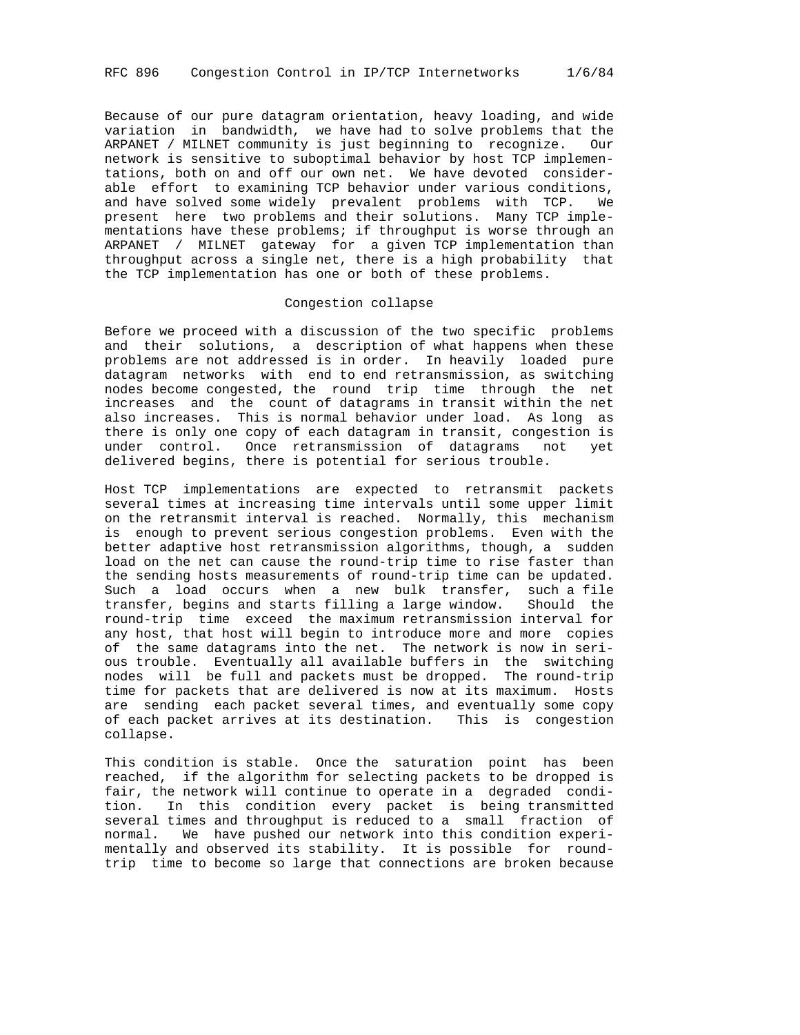Because of our pure datagram orientation, heavy loading, and wide variation in bandwidth, we have had to solve problems that the ARPANET / MILNET community is just beginning to recognize. Our network is sensitive to suboptimal behavior by host TCP implementations, both on and off our own net. We have devoted considerable effort to examining TCP behavior under various conditions, and have solved some widely prevalent problems with TCP. We present here two problems and their solutions. Many TCP implementations have these problems; if throughput is worse through an ARPANET / MILNET gateway for a given TCP implementation than throughput across a single net, there is a high probability that the TCP implementation has one or both of these problems.

## Congestion collapse

Before we proceed with a discussion of the two specific problems and their solutions, a description of what happens when these problems are not addressed is in order. In heavily loaded pure datagram networks with end to end retransmission, as switching nodes become congested, the round trip time through the net increases and the count of datagrams in transit within the net also increases. This is normal behavior under load. As long as there is only one copy of each datagram in transit, congestion is under control. Once retransmission of datagrams not yet delivered begins, there is potential for serious trouble.

Host TCP implementations are expected to retransmit packets several times at increasing time intervals until some upper limit on the retransmit interval is reached. Normally, this mechanism is enough to prevent serious congestion problems. Even with the better adaptive host retransmission algorithms, though, a sudden load on the net can cause the round-trip time to rise faster than the sending hosts measurements of round-trip time can be updated. Such a load occurs when a new bulk transfer, such a file transfer, begins and starts filling a large window. Should the round-trip time exceed the maximum retransmission interval for any host, that host will begin to introduce more and more copies of the same datagrams into the net. The network is now in serious trouble. Eventually all available buffers in the switching nodes will be full and packets must be dropped. The round-trip time for packets that are delivered is now at its maximum. Hosts are sending each packet several times, and eventually some copy of each packet arrives at its destination. This is congestion collapse.

This condition is stable. Once the saturation point has been reached, if the algorithm for selecting packets to be dropped is fair, the network will continue to operate in a degraded condition. In this condition every packet is being transmitted several times and throughput is reduced to a small fraction of normal. We have pushed our network into this condition experimentally and observed its stability. It is possible for round-trip time to become so large that connections are broken because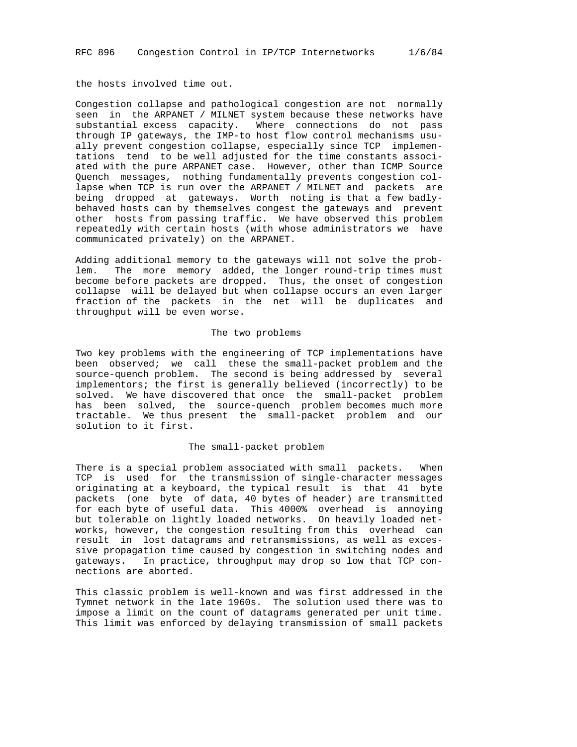the hosts involved time out.

Congestion collapse and pathological congestion are not normally seen in the ARPANET / MILNET system because these networks have substantial excess capacity. Where connections do not pass through IP gateways, the IMP-to host flow control mechanisms usually prevent congestion collapse, especially since TCP implementations tend to be well adjusted for the time constants associated with the pure ARPANET case. However, other than ICMP Source Quench messages, nothing fundamentally prevents congestion collapse when TCP is run over the ARPANET / MILNET and packets are being dropped at gateways. Worth noting is that a few badly-behaved hosts can by themselves congest the gateways and prevent other hosts from passing traffic. We have observed this problem repeatedly with certain hosts (with whose administrators we have communicated privately) on the ARPANET.

Adding additional memory to the gateways will not solve the problem. The more memory added, the longer round-trip times must become before packets are dropped. Thus, the onset of congestion collapse will be delayed but when collapse occurs an even larger fraction of the packets in the net will be duplicates and throughput will be even worse.

## The two problems

Two key problems with the engineering of TCP implementations have been observed; we call these the small-packet problem and the source-quench problem. The second is being addressed by several implementors; the first is generally believed (incorrectly) to be solved. We have discovered that once the small-packet problem has been solved, the source-quench problem becomes much more tractable. We thus present the small-packet problem and our solution to it first.

## The small-packet problem

There is a special problem associated with small packets. When TCP is used for the transmission of single-character messages originating at a keyboard, the typical result is that 41 byte packets (one byte of data, 40 bytes of header) are transmitted for each byte of useful data. This 4000% overhead is annoying but tolerable on lightly loaded networks. On heavily loaded networks, however, the congestion resulting from this overhead can result in lost datagrams and retransmissions, as well as excessive propagation time caused by congestion in switching nodes and gateways. In practice, throughput may drop so low that TCP connections are aborted.

This classic problem is well-known and was first addressed in the Tymnet network in the late 1960s. The solution used there was to impose a limit on the count of datagrams generated per unit time. This limit was enforced by delaying transmission of small packets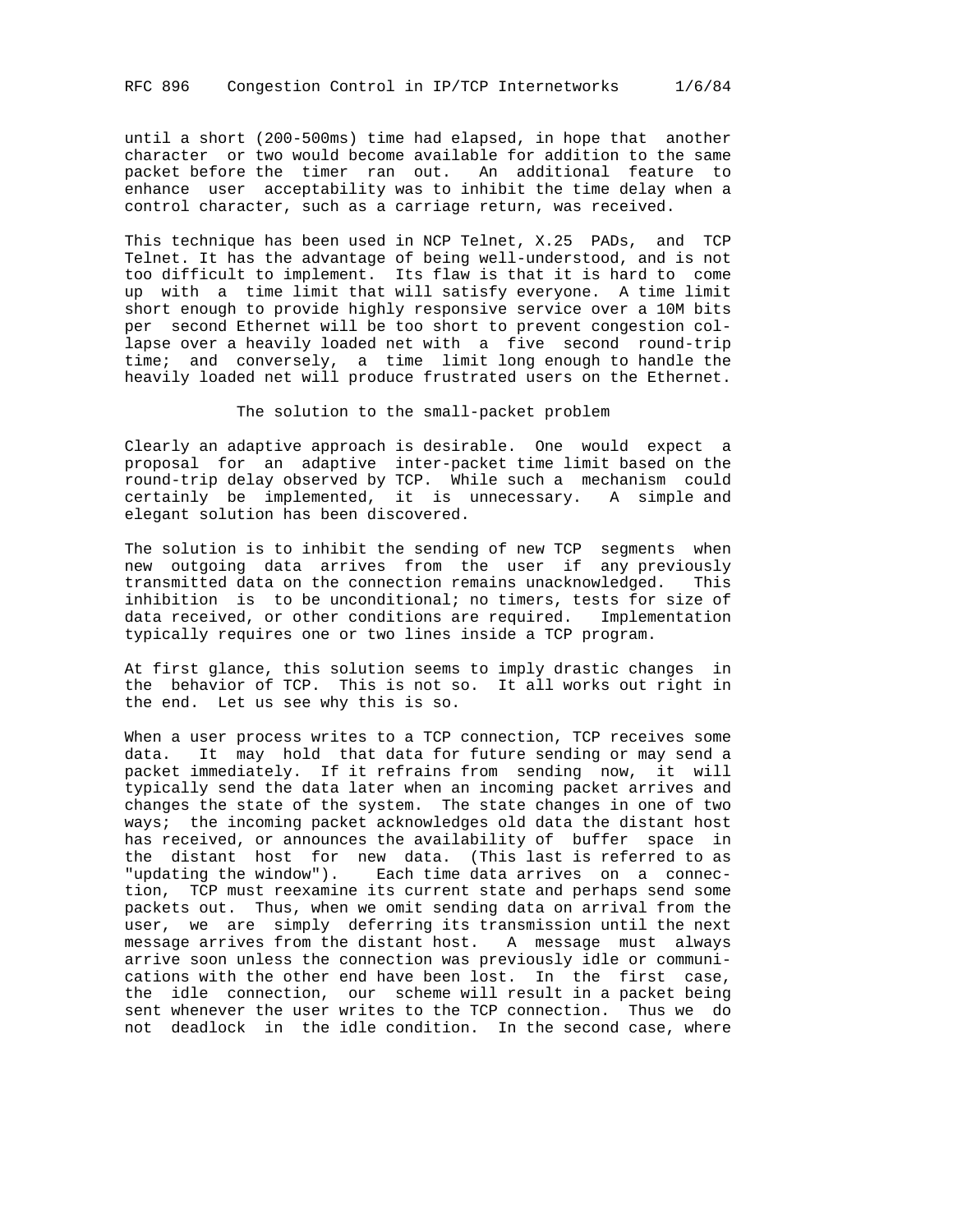until a short (200-500ms) time had elapsed, in hope that another character or two would become available for addition to the same packet before the timer ran out. An additional feature to enhance user acceptability was to inhibit the time delay when a control character, such as a carriage return, was received.

This technique has been used in NCP Telnet, X.25 PADs, and TCP Telnet. It has the advantage of being well-understood, and is not too difficult to implement. Its flaw is that it is hard to come up with a time limit that will satisfy everyone. A time limit short enough to provide highly responsive service over a 10M bits per second Ethernet will be too short to prevent congestion collapse over a heavily loaded net with a five second round-trip time; and conversely, a time limit long enough to handle the heavily loaded net will produce frustrated users on the Ethernet.

### The solution to the small-packet problem

Clearly an adaptive approach is desirable. One would expect a proposal for an adaptive inter-packet time limit based on the round-trip delay observed by TCP. While such a mechanism could certainly be implemented, it is unnecessary. A simple and elegant solution has been discovered.

The solution is to inhibit the sending of new TCP segments when new outgoing data arrives from the user if any previously transmitted data on the connection remains unacknowledged. This inhibition is to be unconditional; no timers, tests for size of data received, or other conditions are required. Implementation typically requires one or two lines inside a TCP program.

At first glance, this solution seems to imply drastic changes in the behavior of TCP. This is not so. It all works out right in the end. Let us see why this is so.

When a user process writes to a TCP connection, TCP receives some data. It may hold that data for future sending or may send a packet immediately. If it refrains from sending now, it will typically send the data later when an incoming packet arrives and changes the state of the system. The state changes in one of two ways; the incoming packet acknowledges old data the distant host has received, or announces the availability of buffer space in the distant host for new data. (This last is referred to as "updating the window"). Each time data arrives on a connection, TCP must reexamine its current state and perhaps send some packets out. Thus, when we omit sending data on arrival from the user, we are simply deferring its transmission until the next message arrives from the distant host. A message must always arrive soon unless the connection was previously idle or communications with the other end have been lost. In the first case, the idle connection, our scheme will result in a packet being sent whenever the user writes to the TCP connection. Thus we do not deadlock in the idle condition. In the second case, where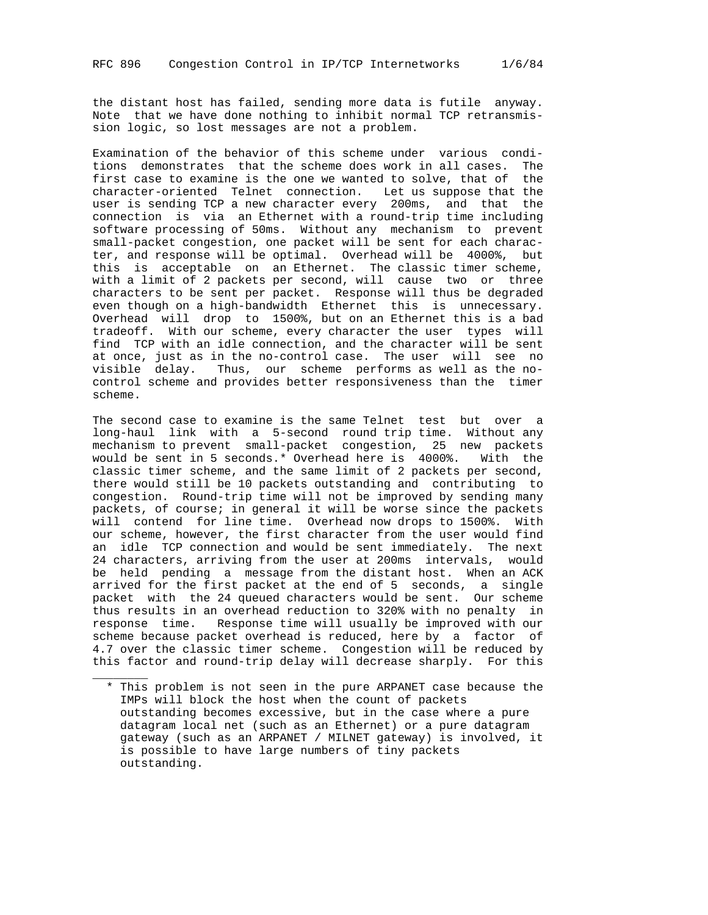the distant host has failed, sending more data is futile anyway. Note that we have done nothing to inhibit normal TCP retransmission logic, so lost messages are not a problem.

Examination of the behavior of this scheme under various conditions demonstrates that the scheme does work in all cases. The first case to examine is the one we wanted to solve, that of the character-oriented Telnet connection. Let us suppose that the user is sending TCP a new character every 200ms, and that the connection is via an Ethernet with a round-trip time including software processing of 50ms. Without any mechanism to prevent small-packet congestion, one packet will be sent for each character, and response will be optimal. Overhead will be 4000%, but this is acceptable on an Ethernet. The classic timer scheme, with a limit of 2 packets per second, will cause two or three characters to be sent per packet. Response will thus be degraded even though on a high-bandwidth Ethernet this is unnecessary. Overhead will drop to 1500%, but on an Ethernet this is a bad tradeoff. With our scheme, every character the user types will find TCP with an idle connection, and the character will be sent at once, just as in the no-control case. The user will see no visible delay. Thus, our scheme performs as well as the no-control scheme and provides better responsiveness than the timer scheme.

The second case to examine is the same Telnet test but over a long-haul link with a 5-second round trip time. Without any mechanism to prevent small-packet congestion, 25 new packets would be sent in 5 seconds.* Overhead here is 4000%. With the classic timer scheme, and the same limit of 2 packets per second, there would still be 10 packets outstanding and contributing to congestion. Round-trip time will not be improved by sending many packets, of course; in general it will be worse since the packets will contend for line time. Overhead now drops to 1500%. With our scheme, however, the first character from the user would find an idle TCP connection and would be sent immediately. The next 24 characters, arriving from the user at 200ms intervals, would be held pending a message from the distant host. When an ACK arrived for the first packet at the end of 5 seconds, a single packet with the 24 queued characters would be sent. Our scheme thus results in an overhead reduction to 320% with no penalty in response time. Response time will usually be improved with our scheme because packet overhead is reduced, here by a factor of 4.7 over the classic timer scheme. Congestion will be reduced by this factor and round-trip delay will decrease sharply. For this

---

\* This problem is not seen in the pure ARPANET case because the IMPs will block the host when the count of packets outstanding becomes excessive, but in the case where a pure datagram local net (such as an Ethernet) or a pure datagram gateway (such as an ARPANET / MILNET gateway) is involved, it is possible to have large numbers of tiny packets outstanding.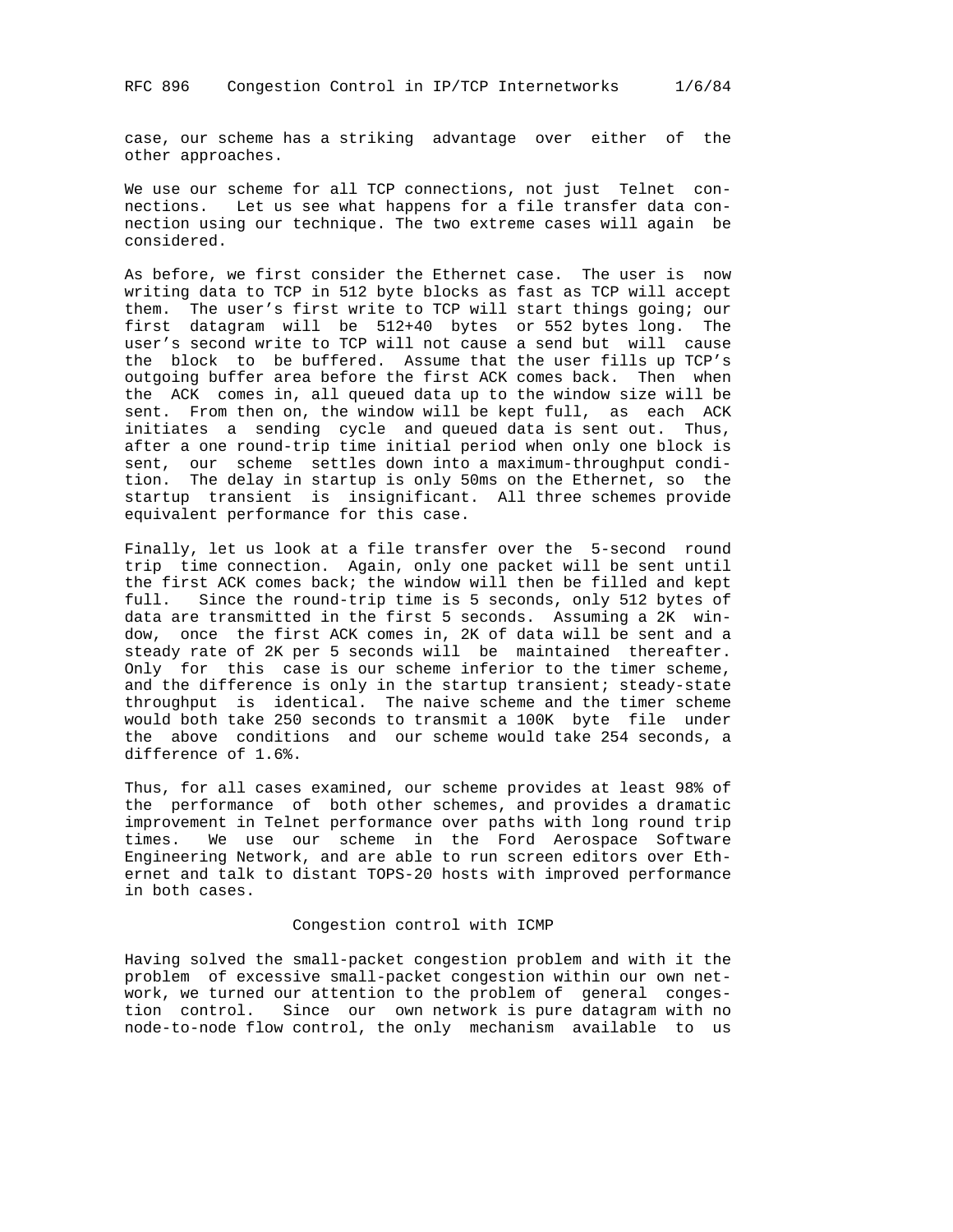case, our scheme has a striking advantage over either of the other approaches.

We use our scheme for all TCP connections, not just Telnet connections. Let us see what happens for a file transfer data connection using our technique. The two extreme cases will again be considered.

As before, we first consider the Ethernet case. The user is now writing data to TCP in 512 byte blocks as fast as TCP will accept them. The user's first write to TCP will start things going; our first datagram will be 512+40 bytes or 552 bytes long. The user's second write to TCP will not cause a send but will cause the block to be buffered. Assume that the user fills up TCP's outgoing buffer area before the first ACK comes back. Then when the ACK comes in, all queued data up to the window size will be sent. From then on, the window will be kept full, as each ACK initiates a sending cycle and queued data is sent out. Thus, after a one round-trip time initial period when only one block is sent, our scheme settles down into a maximum-throughput condition. The delay in startup is only 50ms on the Ethernet, so the startup transient is insignificant. All three schemes provide equivalent performance for this case.

Finally, let us look at a file transfer over the 5-second round trip time connection. Again, only one packet will be sent until the first ACK comes back; the window will then be filled and kept full. Since the round-trip time is 5 seconds, only 512 bytes of data are transmitted in the first 5 seconds. Assuming a 2K window, once the first ACK comes in, 2K of data will be sent and a steady rate of 2K per 5 seconds will be maintained thereafter. Only for this case is our scheme inferior to the timer scheme, and the difference is only in the startup transient; steady-state throughput is identical. The naive scheme and the timer scheme would both take 250 seconds to transmit a 100K byte file under the above conditions and our scheme would take 254 seconds, a difference of 1.6%.

Thus, for all cases examined, our scheme provides at least 98% of the performance of both other schemes, and provides a dramatic improvement in Telnet performance over paths with long round trip times. We use our scheme in the Ford Aerospace Software Engineering Network, and are able to run screen editors over Ethernet and talk to distant TOPS-20 hosts with improved performance in both cases.

## Congestion control with ICMP

Having solved the small-packet congestion problem and with it the problem of excessive small-packet congestion within our own network, we turned our attention to the problem of general congestion control. Since our own network is pure datagram with no node-to-node flow control, the only mechanism available to us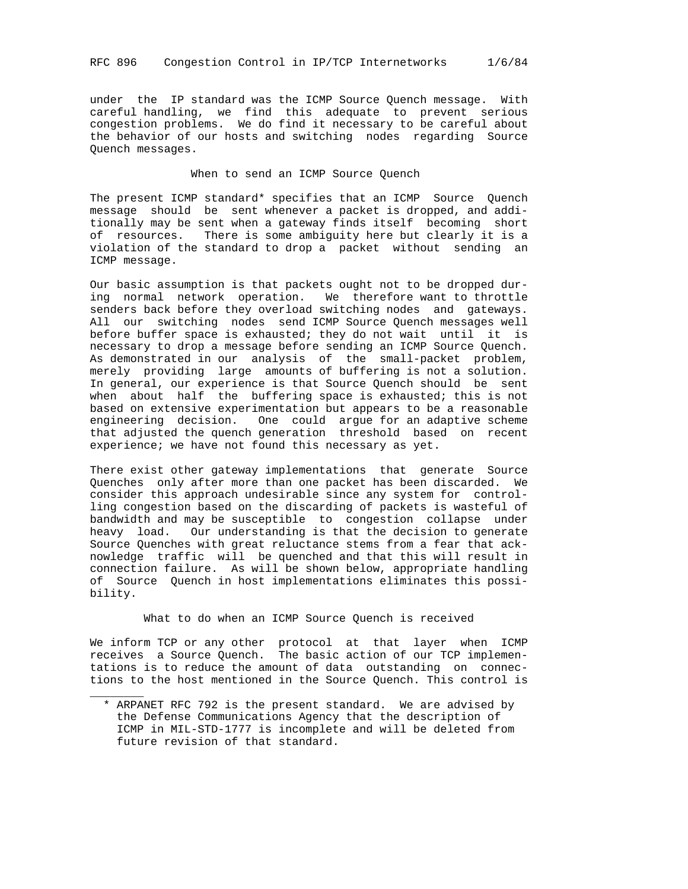under the IP standard was the ICMP Source Quench message. With careful handling, we find this adequate to prevent serious congestion problems. We do find it necessary to be careful about the behavior of our hosts and switching nodes regarding Source Quench messages.

### When to send an ICMP Source Quench

The present ICMP standard* specifies that an ICMP Source Quench message should be sent whenever a packet is dropped, and additionally may be sent when a gateway finds itself becoming short of resources. There is some ambiguity here but clearly it is a violation of the standard to drop a packet without sending an ICMP message.

Our basic assumption is that packets ought not to be dropped during normal network operation. We therefore want to throttle senders back before they overload switching nodes and gateways. All our switching nodes send ICMP Source Quench messages well before buffer space is exhausted; they do not wait until it is necessary to drop a message before sending an ICMP Source Quench. As demonstrated in our analysis of the small-packet problem, merely providing large amounts of buffering is not a solution. In general, our experience is that Source Quench should be sent when about half the buffering space is exhausted; this is not based on extensive experimentation but appears to be a reasonable engineering decision. One could argue for an adaptive scheme that adjusted the quench generation threshold based on recent experience; we have not found this necessary as yet.

There exist other gateway implementations that generate Source Quenches only after more than one packet has been discarded. We consider this approach undesirable since any system for controlling congestion based on the discarding of packets is wasteful of bandwidth and may be susceptible to congestion collapse under heavy load. Our understanding is that the decision to generate Source Quenches with great reluctance stems from a fear that acknowledge traffic will be quenched and that this will result in connection failure. As will be shown below, appropriate handling of Source Quench in host implementations eliminates this possibility.

### What to do when an ICMP Source Quench is received

We inform TCP or any other protocol at that layer when ICMP receives a Source Quench. The basic action of our TCP implementations is to reduce the amount of data outstanding on connections to the host mentioned in the Source Quench. This control is

---

* ARPANET RFC 792 is the present standard. We are advised by the Defense Communications Agency that the description of ICMP in MIL-STD-1777 is incomplete and will be deleted from future revision of that standard.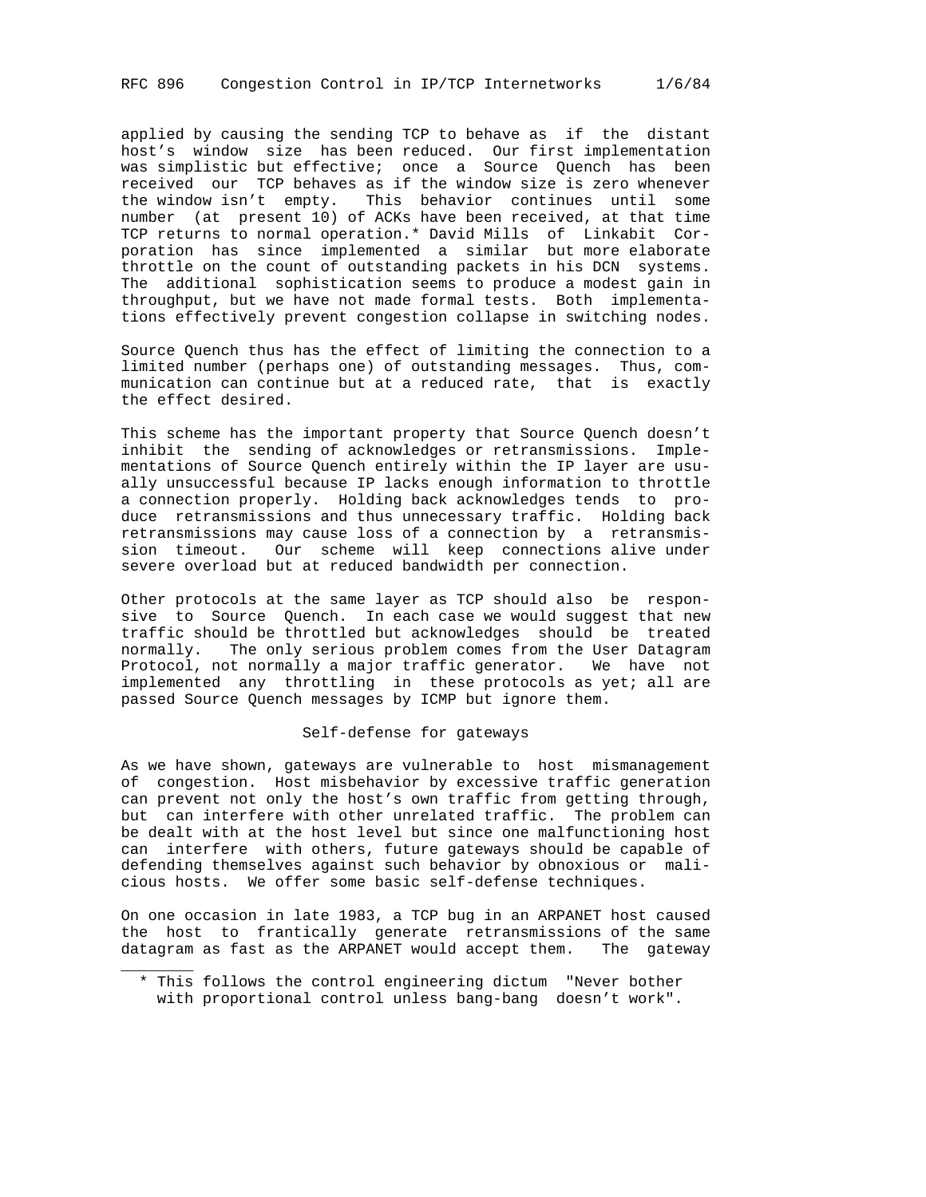applied by causing the sending TCP to behave as if the distant host's window size has been reduced. Our first implementation was simplistic but effective; once a Source Quench has been received our TCP behaves as if the window size is zero whenever the window isn't empty. This behavior continues until some number (at present 10) of ACKs have been received, at that time TCP returns to normal operation.* David Mills of Linkabit Corporation has since implemented a similar but more elaborate throttle on the count of outstanding packets in his DCN systems. The additional sophistication seems to produce a modest gain in throughput, but we have not made formal tests. Both implementations effectively prevent congestion collapse in switching nodes.

Source Quench thus has the effect of limiting the connection to a limited number (perhaps one) of outstanding messages. Thus, communication can continue but at a reduced rate, that is exactly the effect desired.

This scheme has the important property that Source Quench doesn't inhibit the sending of acknowledges or retransmissions. Implementations of Source Quench entirely within the IP layer are usually unsuccessful because IP lacks enough information to throttle a connection properly. Holding back acknowledges tends to produce retransmissions and thus unnecessary traffic. Holding back retransmissions may cause loss of a connection by a retransmission timeout. Our scheme will keep connections alive under severe overload but at reduced bandwidth per connection.

Other protocols at the same layer as TCP should also be responsive to Source Quench. In each case we would suggest that new traffic should be throttled but acknowledges should be treated normally. The only serious problem comes from the User Datagram Protocol, not normally a major traffic generator. We have not implemented any throttling in these protocols as yet; all are passed Source Quench messages by ICMP but ignore them.

## Self-defense for gateways

As we have shown, gateways are vulnerable to host mismanagement of congestion. Host misbehavior by excessive traffic generation can prevent not only the host's own traffic from getting through, but can interfere with other unrelated traffic. The problem can be dealt with at the host level but since one malfunctioning host can interfere with others, future gateways should be capable of defending themselves against such behavior by obnoxious or malicious hosts. We offer some basic self-defense techniques.

On one occasion in late 1983, a TCP bug in an ARPANET host caused the host to frantically generate retransmissions of the same datagram as fast as the ARPANET would accept them. The gateway

---

* This follows the control engineering dictum "Never bother with proportional control unless bang-bang doesn't work".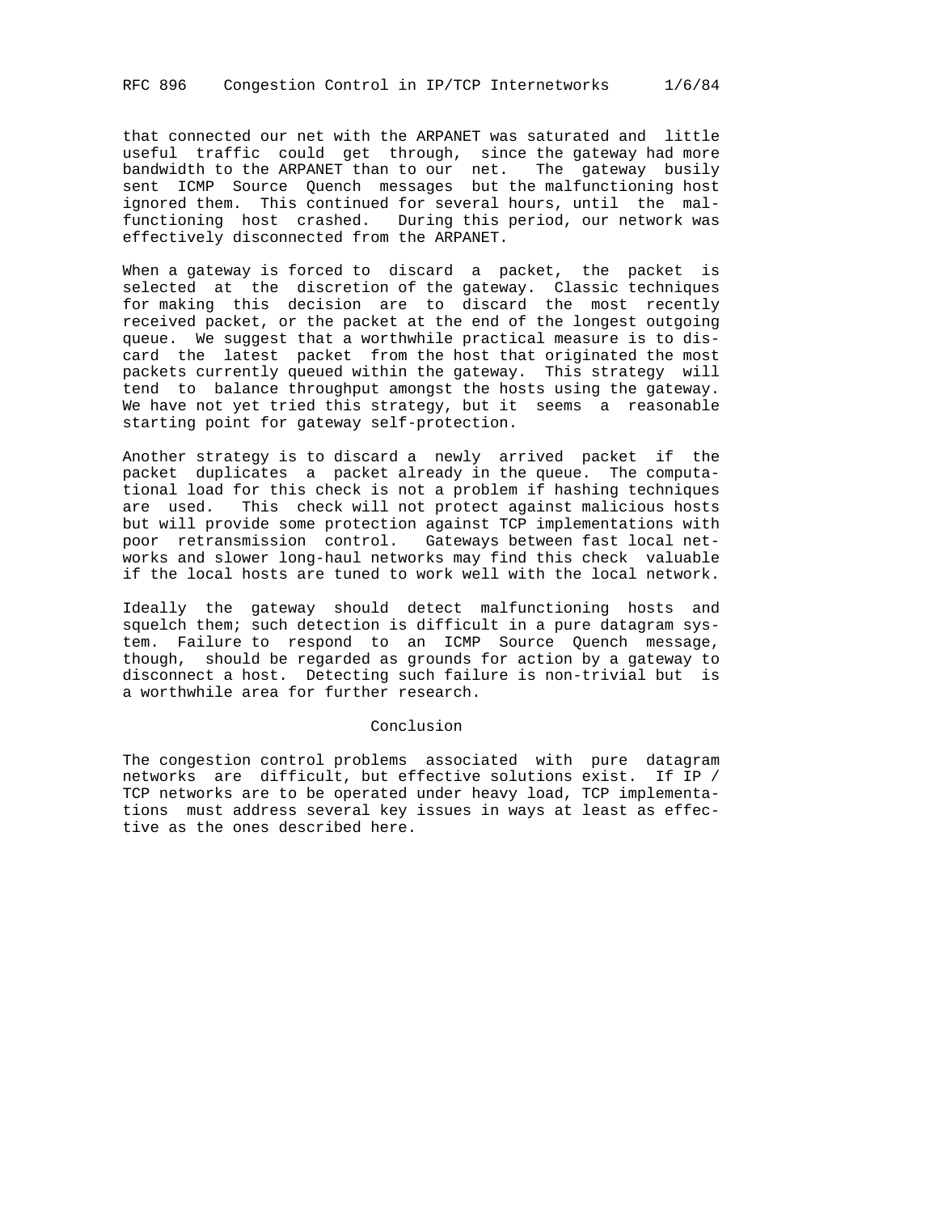that connected our net with the ARPANET was saturated and little useful traffic could get through, since the gateway had more bandwidth to the ARPANET than to our net. The gateway busily sent ICMP Source Quench messages but the malfunctioning host ignored them. This continued for several hours, until the malfunctioning host crashed. During this period, our network was effectively disconnected from the ARPANET.

When a gateway is forced to discard a packet, the packet is selected at the discretion of the gateway. Classic techniques for making this decision are to discard the most recently received packet, or the packet at the end of the longest outgoing queue. We suggest that a worthwhile practical measure is to discard the latest packet from the host that originated the most packets currently queued within the gateway. This strategy will tend to balance throughput amongst the hosts using the gateway. We have not yet tried this strategy, but it seems a reasonable starting point for gateway self-protection.

Another strategy is to discard a newly arrived packet if the packet duplicates a packet already in the queue. The computational load for this check is not a problem if hashing techniques are used. This check will not protect against malicious hosts but will provide some protection against TCP implementations with poor retransmission control. Gateways between fast local networks and slower long-haul networks may find this check valuable if the local hosts are tuned to work well with the local network.

Ideally the gateway should detect malfunctioning hosts and squelch them; such detection is difficult in a pure datagram system. Failure to respond to an ICMP Source Quench message, though, should be regarded as grounds for action by a gateway to disconnect a host. Detecting such failure is non-trivial but is a worthwhile area for further research.

## Conclusion

The congestion control problems associated with pure datagram networks are difficult, but effective solutions exist. If IP / TCP networks are to be operated under heavy load, TCP implementations must address several key issues in ways at least as effective as the ones described here.